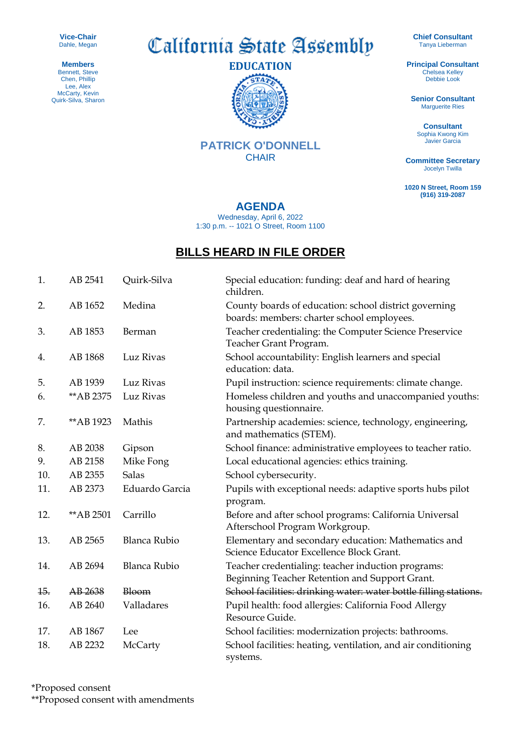**Vice-Chair**
Dahle, Megan

**Members**
Bennett, Steve
Chen, Phillip
Lee, Alex
McCarty, Kevin
Quirk-Silva, Sharon

# California State Assembly

## EDUCATION

## PATRICK O'DONNELL
CHAIR

**Chief Consultant**
Tanya Lieberman

**Principal Consultant**
Chelsea Kelley
Debbie Look

**Senior Consultant**
Marguerite Ries

**Consultant**
Sophia Kwong Kim
Javier Garcia

**Committee Secretary**
Jocelyn Twilla

**1020 N Street, Room 159**
**(916) 319-2087**

## AGENDA

Wednesday, April 6, 2022
1:30 p.m. -- 1021 O Street, Room 1100

## BILLS HEARD IN FILE ORDER

| | | | |
|---|---|---|---|
| 1. | AB 2541 | Quirk-Silva | Special education: funding: deaf and hard of hearing children. |
| 2. | AB 1652 | Medina | County boards of education: school district governing boards: members: charter school employees. |
| 3. | AB 1853 | Berman | Teacher credentialing: the Computer Science Preservice Teacher Grant Program. |
| 4. | AB 1868 | Luz Rivas | School accountability: English learners and special education: data. |
| 5. | AB 1939 | Luz Rivas | Pupil instruction: science requirements: climate change. |
| 6. | **AB 2375 | Luz Rivas | Homeless children and youths and unaccompanied youths: housing questionnaire. |
| 7. | **AB 1923 | Mathis | Partnership academies: science, technology, engineering, and mathematics (STEM). |
| 8. | AB 2038 | Gipson | School finance: administrative employees to teacher ratio. |
| 9. | AB 2158 | Mike Fong | Local educational agencies: ethics training. |
| 10. | AB 2355 | Salas | School cybersecurity. |
| 11. | AB 2373 | Eduardo Garcia | Pupils with exceptional needs: adaptive sports hubs pilot program. |
| 12. | **AB 2501 | Carrillo | Before and after school programs: California Universal Afterschool Program Workgroup. |
| 13. | AB 2565 | Blanca Rubio | Elementary and secondary education: Mathematics and Science Educator Excellence Block Grant. |
| 14. | AB 2694 | Blanca Rubio | Teacher credentialing: teacher induction programs: Beginning Teacher Retention and Support Grant. |
| ~~15.~~ | ~~AB 2638~~ | ~~Bloom~~ | ~~School facilities: drinking water: water bottle filling stations.~~ |
| 16. | AB 2640 | Valladares | Pupil health: food allergies: California Food Allergy Resource Guide. |
| 17. | AB 1867 | Lee | School facilities: modernization projects: bathrooms. |
| 18. | AB 2232 | McCarty | School facilities: heating, ventilation, and air conditioning systems. |

*Proposed consent
**Proposed consent with amendments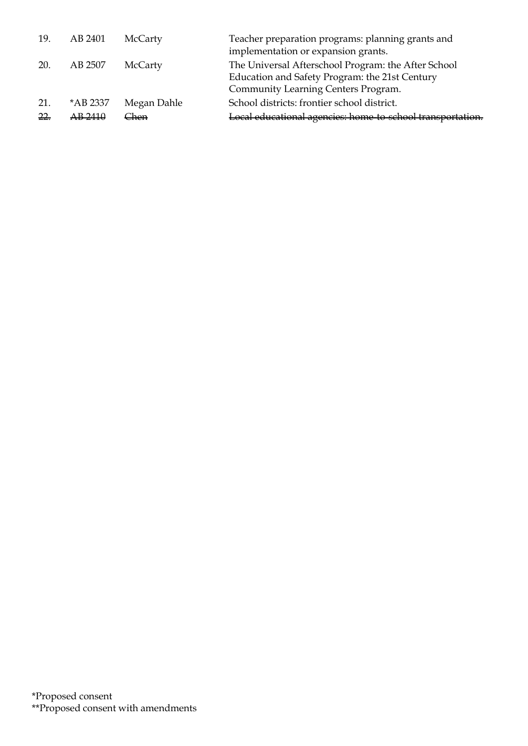| | | | |
|---|---|---|---|
| 19. | AB 2401 | McCarty | Teacher preparation programs: planning grants and implementation or expansion grants. |
| 20. | AB 2507 | McCarty | The Universal Afterschool Program: the After School Education and Safety Program: the 21st Century Community Learning Centers Program. |
| 21. | *AB 2337 | Megan Dahle | School districts: frontier school district. |
| ~~22.~~ | ~~AB 2410~~ | ~~Chen~~ | ~~Local educational agencies: home-to-school transportation.~~ |

*Proposed consent
**Proposed consent with amendments